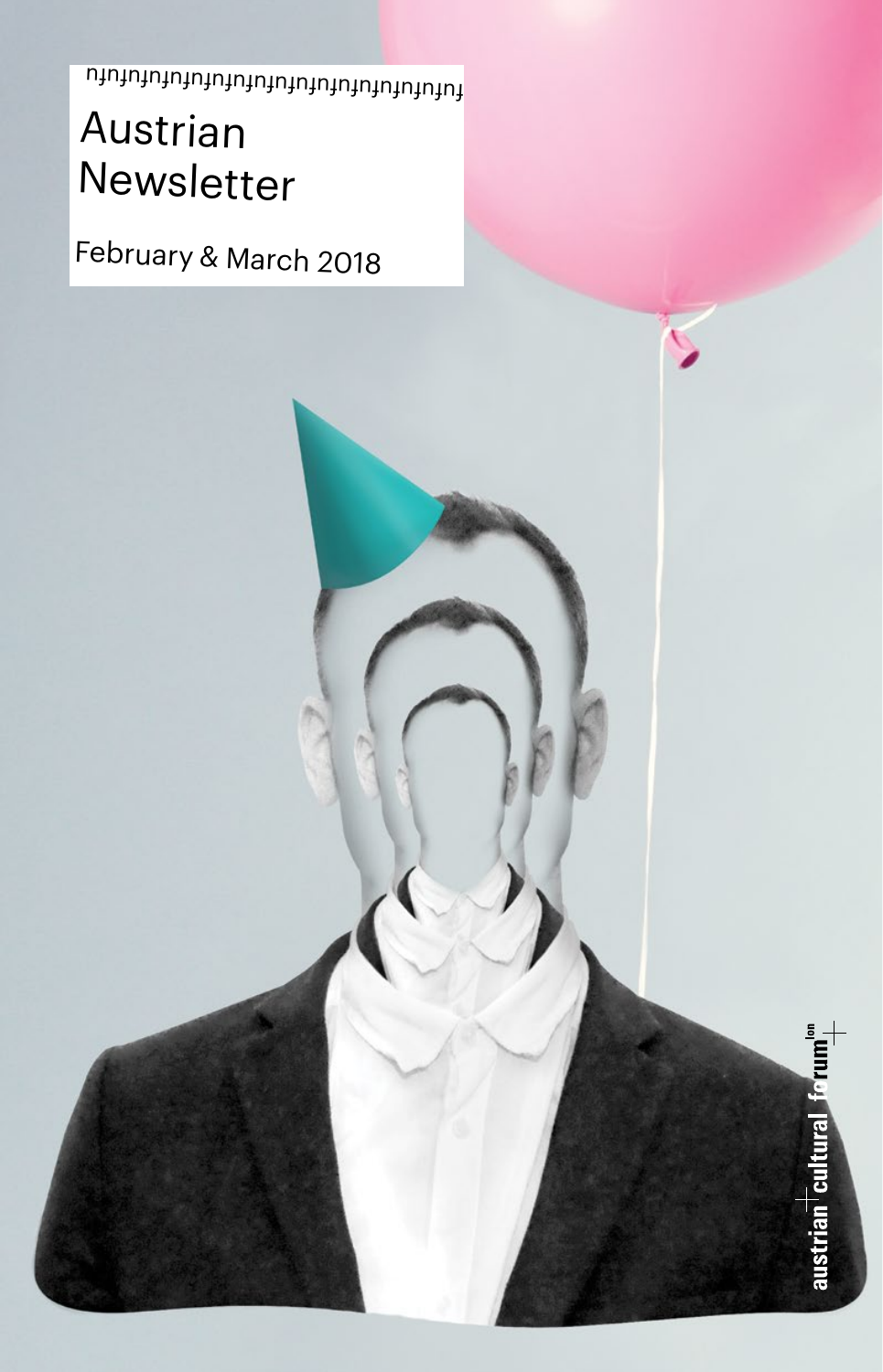# Austrian Newsletter

February & March 2018

austrian cultural forum lon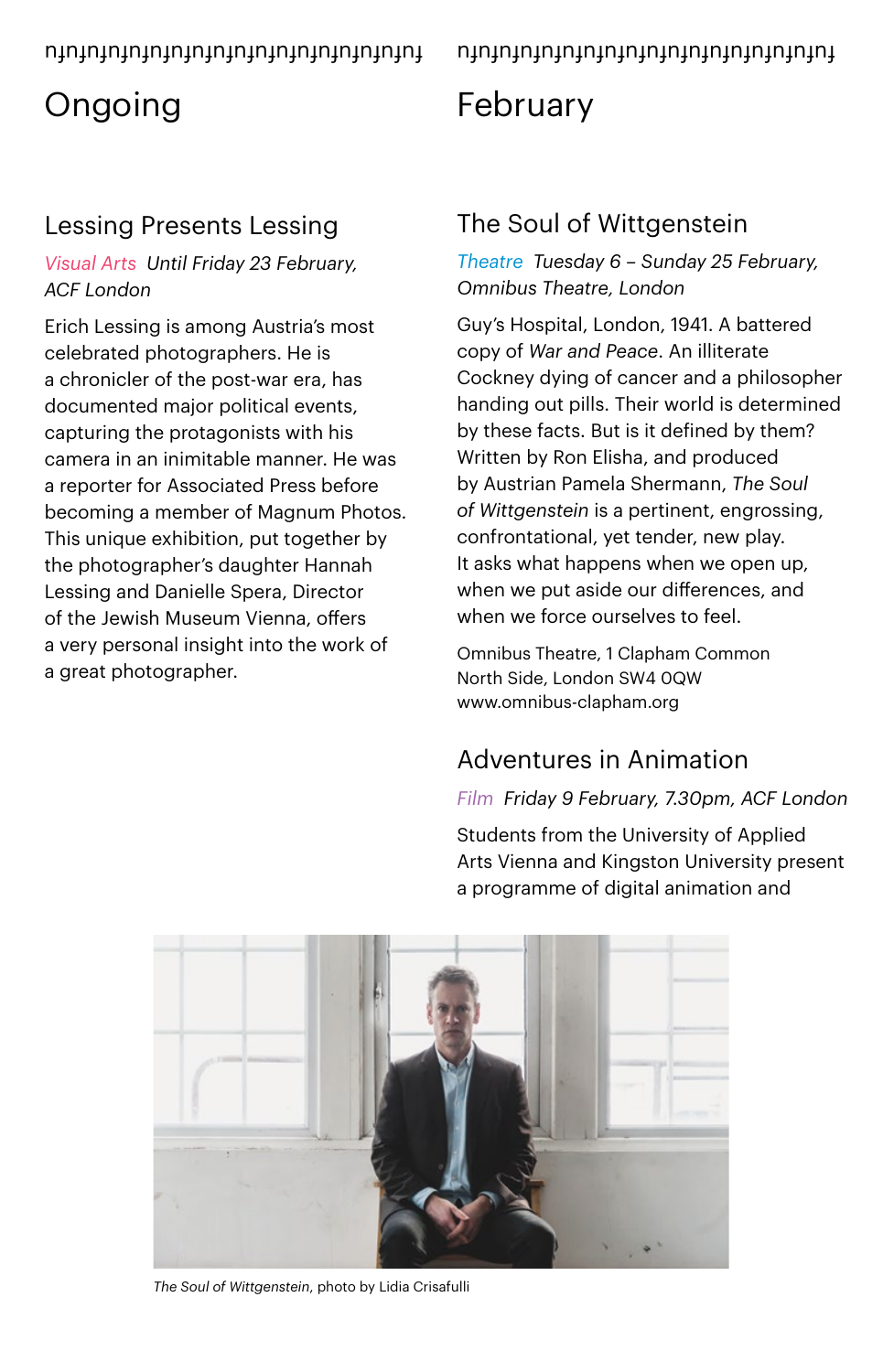# Ongoing

## Lessing Presents Lessing

*Visual Arts* *Until Friday 23 February, ACF London*

Erich Lessing is among Austria's most celebrated photographers. He is a chronicler of the post-war era, has documented major political events, capturing the protagonists with his camera in an inimitable manner. He was a reporter for Associated Press before becoming a member of Magnum Photos. This unique exhibition, put together by the photographer's daughter Hannah Lessing and Danielle Spera, Director of the Jewish Museum Vienna, offers a very personal insight into the work of a great photographer.

# February

## The Soul of Wittgenstein

*Theatre* *Tuesday 6 – Sunday 25 February, Omnibus Theatre, London*

Guy's Hospital, London, 1941. A battered copy of *War and Peace*. An illiterate Cockney dying of cancer and a philosopher handing out pills. Their world is determined by these facts. But is it defined by them? Written by Ron Elisha, and produced by Austrian Pamela Shermann, *The Soul of Wittgenstein* is a pertinent, engrossing, confrontational, yet tender, new play. It asks what happens when we open up, when we put aside our differences, and when we force ourselves to feel.

Omnibus Theatre, 1 Clapham Common North Side, London SW4 0QW
www.omnibus-clapham.org

## Adventures in Animation

*Film* *Friday 9 February, 7.30pm, ACF London*

Students from the University of Applied Arts Vienna and Kingston University present a programme of digital animation and

*The Soul of Wittgenstein*, photo by Lidia Crisafulli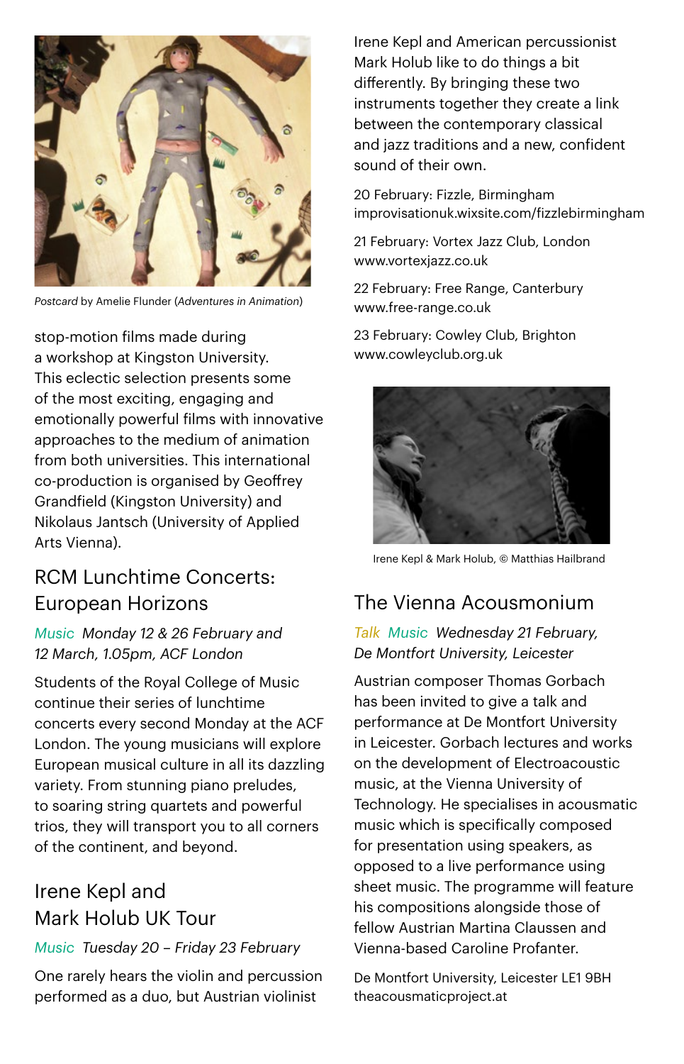*Postcard* by Amelie Flunder (*Adventures in Animation*)

stop-motion films made during a workshop at Kingston University. This eclectic selection presents some of the most exciting, engaging and emotionally powerful films with innovative approaches to the medium of animation from both universities. This international co-production is organised by Geoffrey Grandfield (Kingston University) and Nikolaus Jantsch (University of Applied Arts Vienna).

## RCM Lunchtime Concerts: European Horizons

*Music* *Monday 12 & 26 February and 12 March, 1.05pm, ACF London*

Students of the Royal College of Music continue their series of lunchtime concerts every second Monday at the ACF London. The young musicians will explore European musical culture in all its dazzling variety. From stunning piano preludes, to soaring string quartets and powerful trios, they will transport you to all corners of the continent, and beyond.

## Irene Kepl and Mark Holub UK Tour

*Music* *Tuesday 20 – Friday 23 February*

One rarely hears the violin and percussion performed as a duo, but Austrian violinist Irene Kepl and American percussionist Mark Holub like to do things a bit differently. By bringing these two instruments together they create a link between the contemporary classical and jazz traditions and a new, confident sound of their own.

20 February: Fizzle, Birmingham
improvisationuk.wixsite.com/fizzlebirmingham

21 February: Vortex Jazz Club, London
www.vortexjazz.co.uk

22 February: Free Range, Canterbury
www.free-range.co.uk

23 February: Cowley Club, Brighton
www.cowleyclub.org.uk

Irene Kepl & Mark Holub, © Matthias Hailbrand

## The Vienna Acousmonium

*Talk* *Music* *Wednesday 21 February, De Montfort University, Leicester*

Austrian composer Thomas Gorbach has been invited to give a talk and performance at De Montfort University in Leicester. Gorbach lectures and works on the development of Electroacoustic music, at the Vienna University of Technology. He specialises in acousmatic music which is specifically composed for presentation using speakers, as opposed to a live performance using sheet music. The programme will feature his compositions alongside those of fellow Austrian Martina Claussen and Vienna-based Caroline Profanter.

De Montfort University, Leicester LE1 9BH
theacousmaticproject.at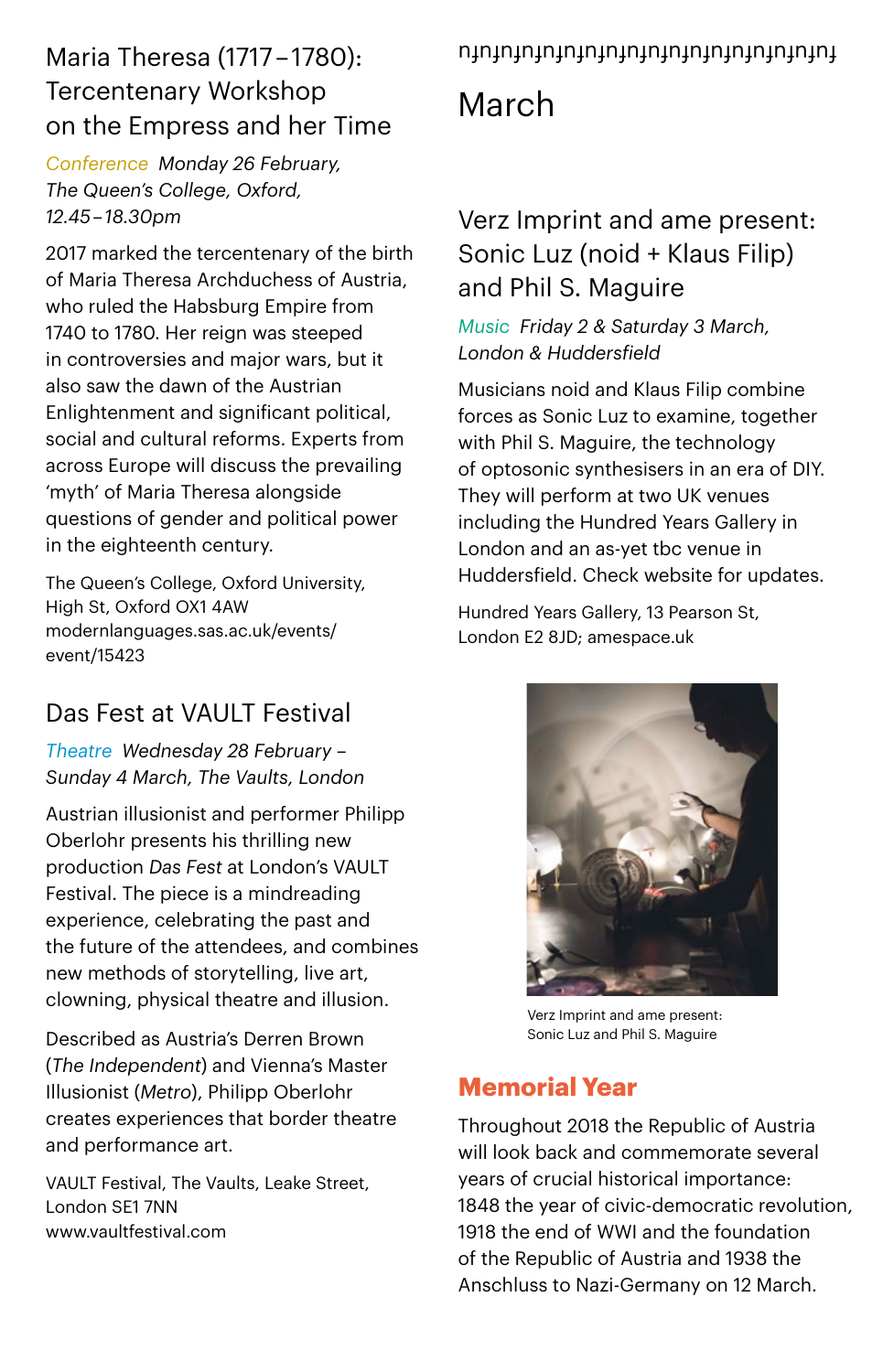## Maria Theresa (1717 – 1780): Tercentenary Workshop on the Empress and her Time

Conference *Monday 26 February, The Queen's College, Oxford, 12.45 – 18.30pm*

2017 marked the tercentenary of the birth of Maria Theresa Archduchess of Austria, who ruled the Habsburg Empire from 1740 to 1780. Her reign was steeped in controversies and major wars, but it also saw the dawn of the Austrian Enlightenment and significant political, social and cultural reforms. Experts from across Europe will discuss the prevailing 'myth' of Maria Theresa alongside questions of gender and political power in the eighteenth century.

The Queen's College, Oxford University, High St, Oxford OX1 4AW
modernlanguages.sas.ac.uk/events/event/15423

## Das Fest at VAULT Festival

Theatre *Wednesday 28 February – Sunday 4 March, The Vaults, London*

Austrian illusionist and performer Philipp Oberlohr presents his thrilling new production *Das Fest* at London's VAULT Festival. The piece is a mindreading experience, celebrating the past and the future of the attendees, and combines new methods of storytelling, live art, clowning, physical theatre and illusion.

Described as Austria's Derren Brown (*The Independent*) and Vienna's Master Illusionist (*Metro*), Philipp Oberlohr creates experiences that border theatre and performance art.

VAULT Festival, The Vaults, Leake Street, London SE1 7NN
www.vaultfestival.com

# March

## Verz Imprint and ame present: Sonic Luz (noid + Klaus Filip) and Phil S. Maguire

Music *Friday 2 & Saturday 3 March, London & Huddersfield*

Musicians noid and Klaus Filip combine forces as Sonic Luz to examine, together with Phil S. Maguire, the technology of optosonic synthesisers in an era of DIY. They will perform at two UK venues including the Hundred Years Gallery in London and an as-yet tbc venue in Huddersfield. Check website for updates.

Hundred Years Gallery, 13 Pearson St, London E2 8JD; amespace.uk

Verz Imprint and ame present: Sonic Luz and Phil S. Maguire

## Memorial Year

Throughout 2018 the Republic of Austria will look back and commemorate several years of crucial historical importance: 1848 the year of civic-democratic revolution, 1918 the end of WWI and the foundation of the Republic of Austria and 1938 the Anschluss to Nazi-Germany on 12 March.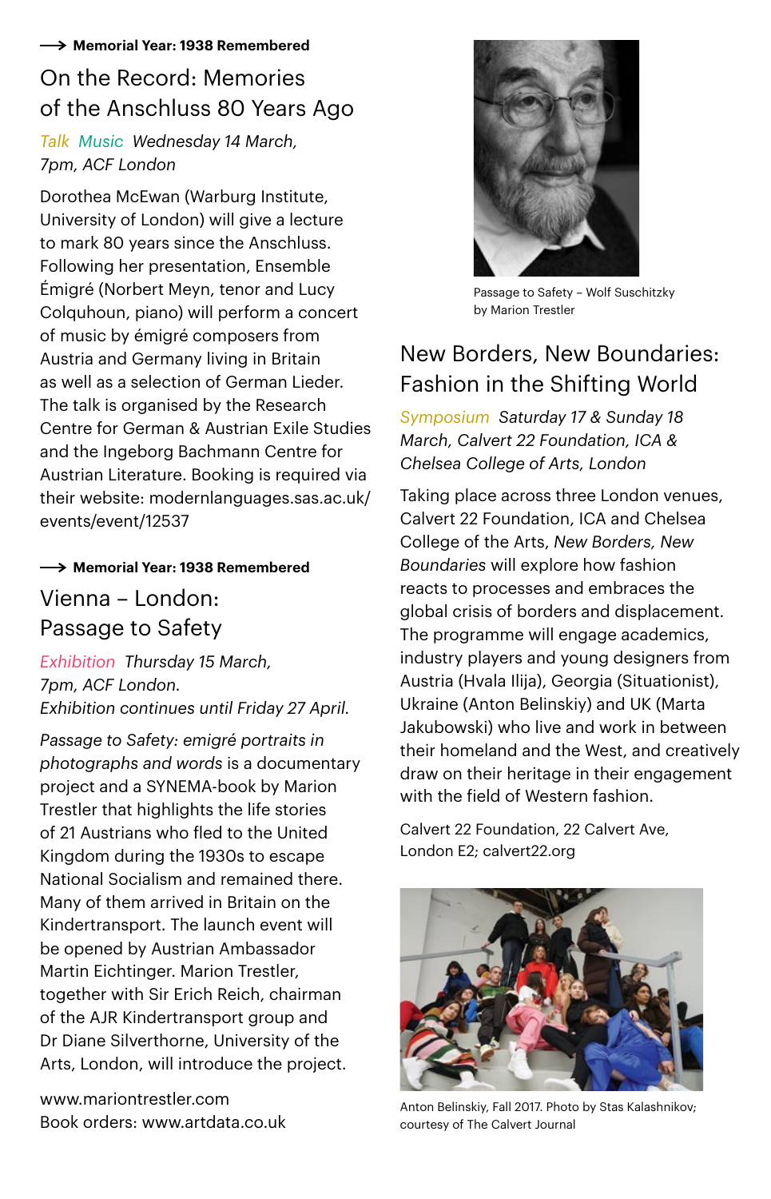→ **Memorial Year: 1938 Remembered**

## On the Record: Memories of the Anschluss 80 Years Ago

*Talk Music Wednesday 14 March, 7pm, ACF London*

Dorothea McEwan (Warburg Institute, University of London) will give a lecture to mark 80 years since the Anschluss. Following her presentation, Ensemble Émigré (Norbert Meyn, tenor and Lucy Colquhoun, piano) will perform a concert of music by émigré composers from Austria and Germany living in Britain as well as a selection of German Lieder. The talk is organised by the Research Centre for German & Austrian Exile Studies and the Ingeborg Bachmann Centre for Austrian Literature. Booking is required via their website: modernlanguages.sas.ac.uk/events/event/12537

→ **Memorial Year: 1938 Remembered**

## Vienna – London: Passage to Safety

*Exhibition Thursday 15 March, 7pm, ACF London. Exhibition continues until Friday 27 April.*

*Passage to Safety: emigré portraits in photographs and words* is a documentary project and a SYNEMA-book by Marion Trestler that highlights the life stories of 21 Austrians who fled to the United Kingdom during the 1930s to escape National Socialism and remained there. Many of them arrived in Britain on the Kindertransport. The launch event will be opened by Austrian Ambassador Martin Eichtinger. Marion Trestler, together with Sir Erich Reich, chairman of the AJR Kindertransport group and Dr Diane Silverthorne, University of the Arts, London, will introduce the project.

www.mariontrestler.com
Book orders: www.artdata.co.uk

Passage to Safety – Wolf Suschitzky by Marion Trestler

## New Borders, New Boundaries: Fashion in the Shifting World

*Symposium Saturday 17 & Sunday 18 March, Calvert 22 Foundation, ICA & Chelsea College of Arts, London*

Taking place across three London venues, Calvert 22 Foundation, ICA and Chelsea College of the Arts, *New Borders, New Boundaries* will explore how fashion reacts to processes and embraces the global crisis of borders and displacement. The programme will engage academics, industry players and young designers from Austria (Hvala Ilija), Georgia (Situationist), Ukraine (Anton Belinskiy) and UK (Marta Jakubowski) who live and work in between their homeland and the West, and creatively draw on their heritage in their engagement with the field of Western fashion.

Calvert 22 Foundation, 22 Calvert Ave, London E2; calvert22.org

Anton Belinskiy, Fall 2017. Photo by Stas Kalashnikov; courtesy of The Calvert Journal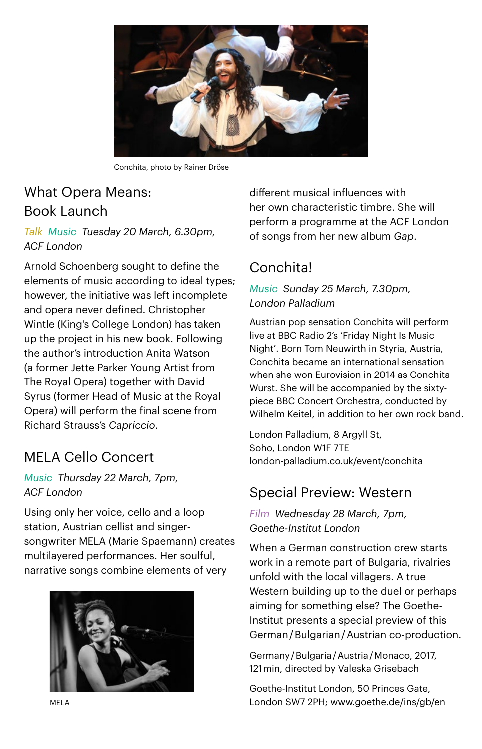Conchita, photo by Rainer Dröse

## What Opera Means: Book Launch

*Talk Music Tuesday 20 March, 6.30pm, ACF London*

Arnold Schoenberg sought to define the elements of music according to ideal types; however, the initiative was left incomplete and opera never defined. Christopher Wintle (King's College London) has taken up the project in his new book. Following the author's introduction Anita Watson (a former Jette Parker Young Artist from The Royal Opera) together with David Syrus (former Head of Music at the Royal Opera) will perform the final scene from Richard Strauss's *Capriccio*.

## MELA Cello Concert

*Music Thursday 22 March, 7pm, ACF London*

Using only her voice, cello and a loop station, Austrian cellist and singer-songwriter MELA (Marie Spaemann) creates multilayered performances. Her soulful, narrative songs combine elements of very different musical influences with her own characteristic timbre. She will perform a programme at the ACF London of songs from her new album *Gap*.

MELA

## Conchita!

*Music Sunday 25 March, 7.30pm, London Palladium*

Austrian pop sensation Conchita will perform live at BBC Radio 2's 'Friday Night Is Music Night'. Born Tom Neuwirth in Styria, Austria, Conchita became an international sensation when she won Eurovision in 2014 as Conchita Wurst. She will be accompanied by the sixty-piece BBC Concert Orchestra, conducted by Wilhelm Keitel, in addition to her own rock band.

London Palladium, 8 Argyll St, Soho, London W1F 7TE
london-palladium.co.uk/event/conchita

## Special Preview: Western

*Film Wednesday 28 March, 7pm, Goethe-Institut London*

When a German construction crew starts work in a remote part of Bulgaria, rivalries unfold with the local villagers. A true Western building up to the duel or perhaps aiming for something else? The Goethe-Institut presents a special preview of this German / Bulgarian / Austrian co-production.

Germany / Bulgaria / Austria / Monaco, 2017, 121 min, directed by Valeska Grisebach

Goethe-Institut London, 50 Princes Gate, London SW7 2PH; www.goethe.de/ins/gb/en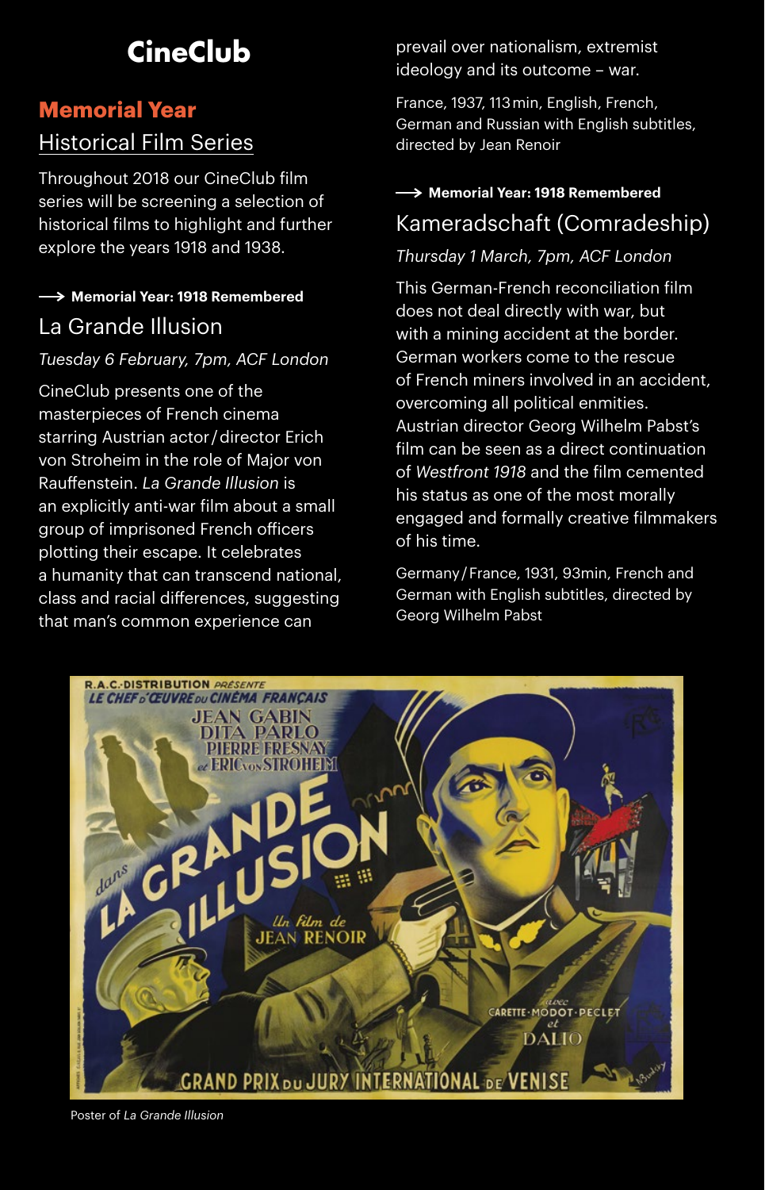# CineClub

## Memorial Year

Historical Film Series

Throughout 2018 our CineClub film series will be screening a selection of historical films to highlight and further explore the years 1918 and 1938.

→ **Memorial Year: 1918 Remembered**

### La Grande Illusion

*Tuesday 6 February, 7pm, ACF London*

CineClub presents one of the masterpieces of French cinema starring Austrian actor/director Erich von Stroheim in the role of Major von Rauffenstein. *La Grande Illusion* is an explicitly anti-war film about a small group of imprisoned French officers plotting their escape. It celebrates a humanity that can transcend national, class and racial differences, suggesting that man's common experience can prevail over nationalism, extremist ideology and its outcome – war.

France, 1937, 113 min, English, French, German and Russian with English subtitles, directed by Jean Renoir

→ **Memorial Year: 1918 Remembered**

### Kameradschaft (Comradeship)

*Thursday 1 March, 7pm, ACF London*

This German-French reconciliation film does not deal directly with war, but with a mining accident at the border. German workers come to the rescue of French miners involved in an accident, overcoming all political enmities. Austrian director Georg Wilhelm Pabst's film can be seen as a direct continuation of *Westfront 1918* and the film cemented his status as one of the most morally engaged and formally creative filmmakers of his time.

Germany/France, 1931, 93min, French and German with English subtitles, directed by Georg Wilhelm Pabst

Poster of *La Grande Illusion*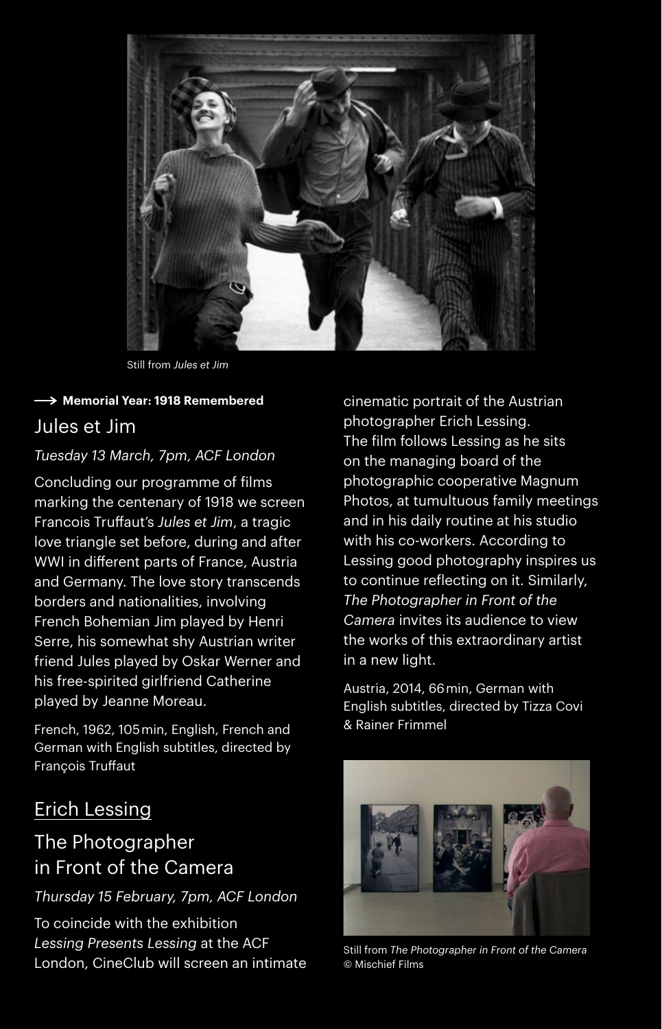Still from *Jules et Jim*

→ **Memorial Year: 1918 Remembered**

## Jules et Jim

*Tuesday 13 March, 7pm, ACF London*

Concluding our programme of films marking the centenary of 1918 we screen Francois Truffaut's *Jules et Jim*, a tragic love triangle set before, during and after WWI in different parts of France, Austria and Germany. The love story transcends borders and nationalities, involving French Bohemian Jim played by Henri Serre, his somewhat shy Austrian writer friend Jules played by Oskar Werner and his free-spirited girlfriend Catherine played by Jeanne Moreau.

French, 1962, 105 min, English, French and German with English subtitles, directed by François Truffaut

## Erich Lessing

## The Photographer in Front of the Camera

*Thursday 15 February, 7pm, ACF London*

To coincide with the exhibition *Lessing Presents Lessing* at the ACF London, CineClub will screen an intimate cinematic portrait of the Austrian photographer Erich Lessing. The film follows Lessing as he sits on the managing board of the photographic cooperative Magnum Photos, at tumultuous family meetings and in his daily routine at his studio with his co-workers. According to Lessing good photography inspires us to continue reflecting on it. Similarly, *The Photographer in Front of the Camera* invites its audience to view the works of this extraordinary artist in a new light.

Austria, 2014, 66 min, German with English subtitles, directed by Tizza Covi & Rainer Frimmel

Still from *The Photographer in Front of the Camera* © Mischief Films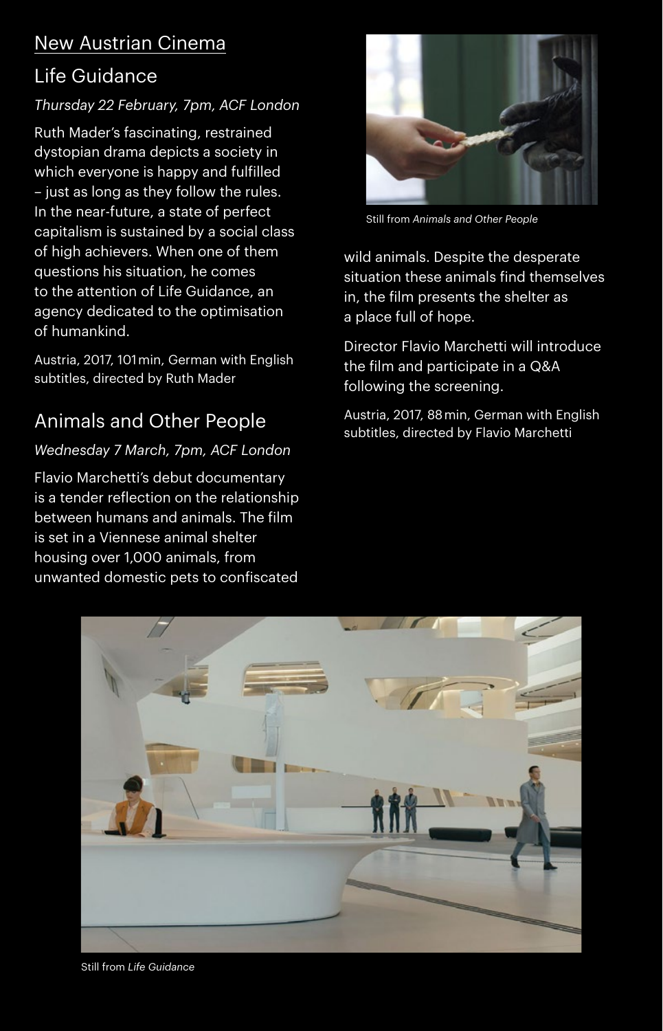## New Austrian Cinema

### Life Guidance

*Thursday 22 February, 7pm, ACF London*

Ruth Mader's fascinating, restrained dystopian drama depicts a society in which everyone is happy and fulfilled – just as long as they follow the rules. In the near-future, a state of perfect capitalism is sustained by a social class of high achievers. When one of them questions his situation, he comes to the attention of Life Guidance, an agency dedicated to the optimisation of humankind.

Austria, 2017, 101 min, German with English subtitles, directed by Ruth Mader

### Animals and Other People

*Wednesday 7 March, 7pm, ACF London*

Flavio Marchetti's debut documentary is a tender reflection on the relationship between humans and animals. The film is set in a Viennese animal shelter housing over 1,000 animals, from unwanted domestic pets to confiscated wild animals. Despite the desperate situation these animals find themselves in, the film presents the shelter as a place full of hope.

Director Flavio Marchetti will introduce the film and participate in a Q&A following the screening.

Austria, 2017, 88 min, German with English subtitles, directed by Flavio Marchetti

Still from *Animals and Other People*

Still from *Life Guidance*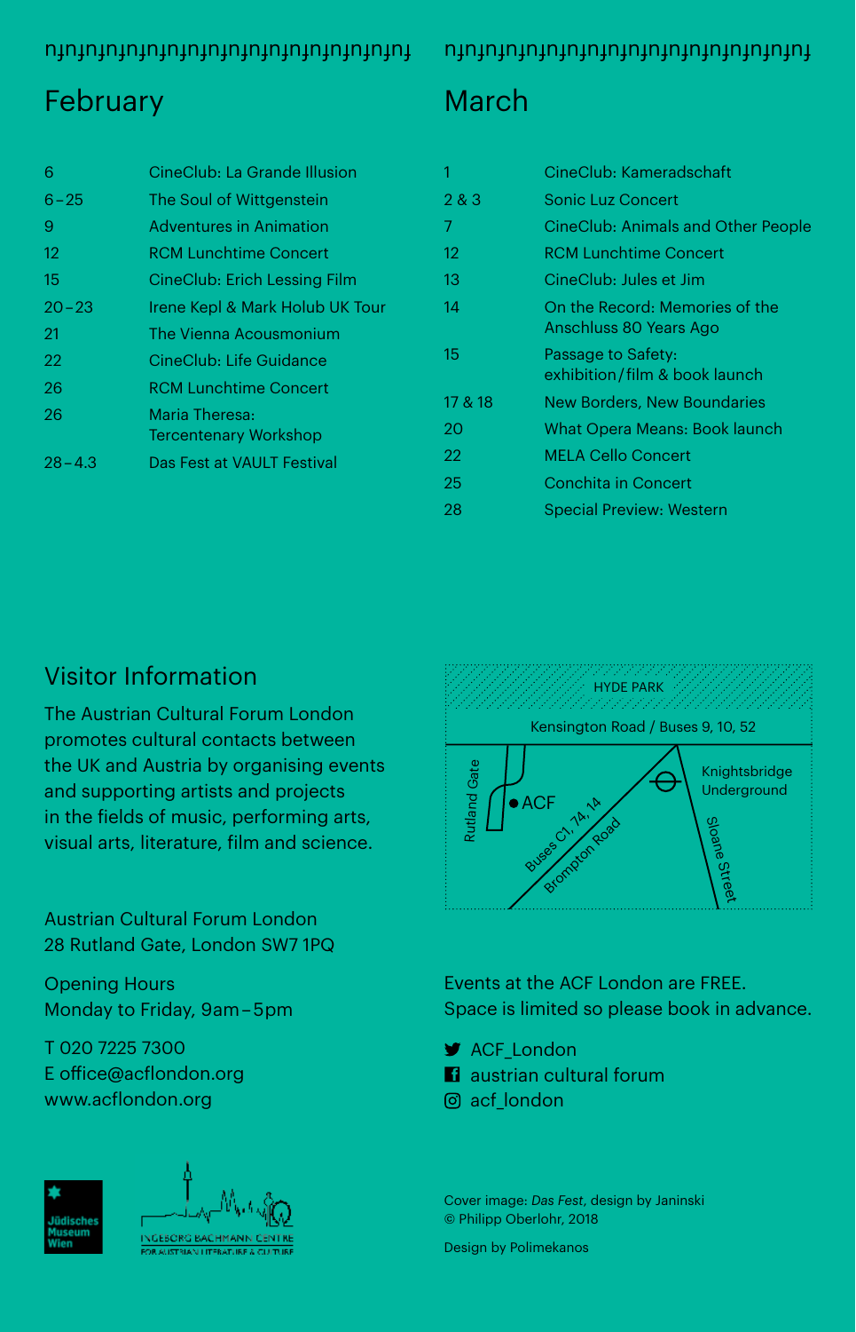## February

| | |
|---|---|
| 6 | CineClub: La Grande Illusion |
| 6–25 | The Soul of Wittgenstein |
| 9 | Adventures in Animation |
| 12 | RCM Lunchtime Concert |
| 15 | CineClub: Erich Lessing Film |
| 20–23 | Irene Kepl & Mark Holub UK Tour |
| 21 | The Vienna Acousmonium |
| 22 | CineClub: Life Guidance |
| 26 | RCM Lunchtime Concert |
| 26 | Maria Theresa: Tercentenary Workshop |
| 28–4.3 | Das Fest at VAULT Festival |

## March

| | |
|---|---|
| 1 | CineClub: Kameradschaft |
| 2 & 3 | Sonic Luz Concert |
| 7 | CineClub: Animals and Other People |
| 12 | RCM Lunchtime Concert |
| 13 | CineClub: Jules et Jim |
| 14 | On the Record: Memories of the Anschluss 80 Years Ago |
| 15 | Passage to Safety: exhibition/film & book launch |
| 17 & 18 | New Borders, New Boundaries |
| 20 | What Opera Means: Book launch |
| 22 | MELA Cello Concert |
| 25 | Conchita in Concert |
| 28 | Special Preview: Western |

## Visitor Information

The Austrian Cultural Forum London promotes cultural contacts between the UK and Austria by organising events and supporting artists and projects in the fields of music, performing arts, visual arts, literature, film and science.

Austrian Cultural Forum London
28 Rutland Gate, London SW7 1PQ

Opening Hours
Monday to Friday, 9am–5pm

T 020 7225 7300
E office@acflondon.org
www.acflondon.org

HYDE PARK
Kensington Road / Buses 9, 10, 52
Rutland Gate
ACF
Buses C1, 74, 14
Brompton Road
Knightsbridge Underground
Sloane Street

Events at the ACF London are FREE.
Space is limited so please book in advance.

ACF_London
austrian cultural forum
acf_london

Jüdisches Museum Wien

INGEBORG BACHMANN CENTRE FOR AUSTRIAN LITERATURE & CULTURE

Cover image: *Das Fest*, design by Janinski
© Philipp Oberlohr, 2018

Design by Polimekanos